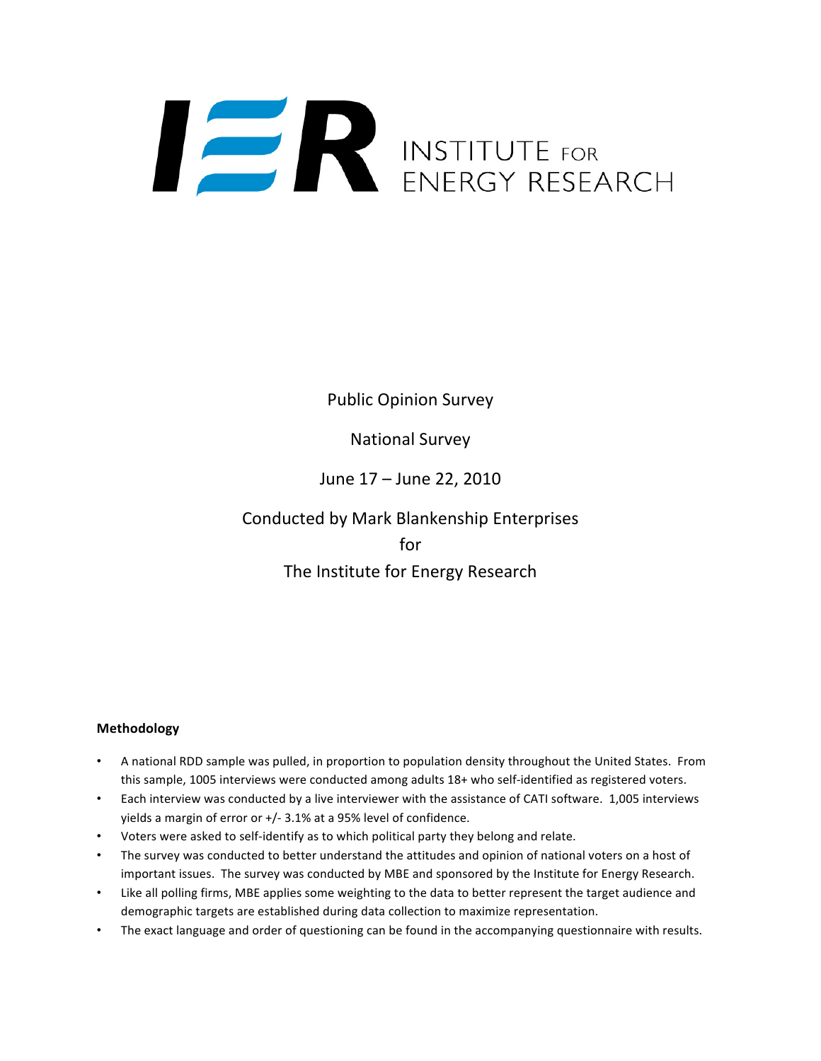# INSTITUTE FOR ENERGY RESEARCH

Public Opinion Survey

National Survey

June 17 – June 22, 2010

Conducted by Mark Blankenship Enterprises
for
The Institute for Energy Research

**Methodology**

- A national RDD sample was pulled, in proportion to population density throughout the United States. From this sample, 1005 interviews were conducted among adults 18+ who self-identified as registered voters.
- Each interview was conducted by a live interviewer with the assistance of CATI software. 1,005 interviews yields a margin of error or +/- 3.1% at a 95% level of confidence.
- Voters were asked to self-identify as to which political party they belong and relate.
- The survey was conducted to better understand the attitudes and opinion of national voters on a host of important issues. The survey was conducted by MBE and sponsored by the Institute for Energy Research.
- Like all polling firms, MBE applies some weighting to the data to better represent the target audience and demographic targets are established during data collection to maximize representation.
- The exact language and order of questioning can be found in the accompanying questionnaire with results.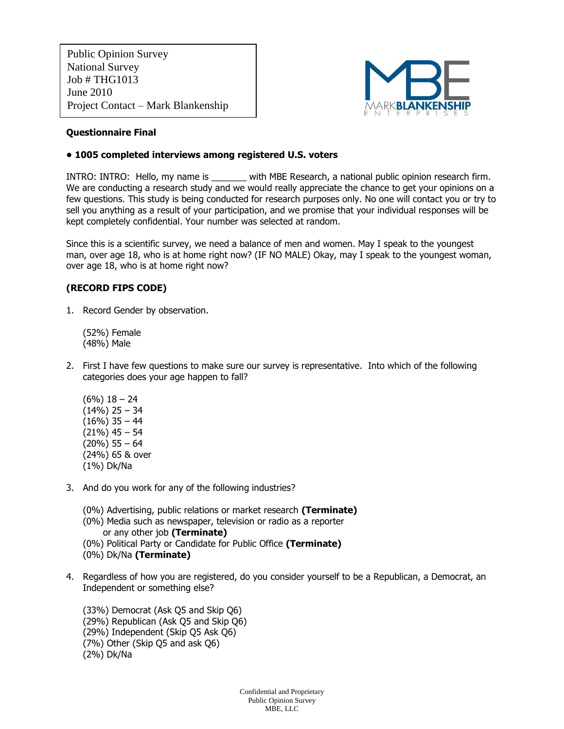Public Opinion Survey
National Survey
Job # THG1013
June 2010
Project Contact – Mark Blankenship

**Questionnaire Final**

**• 1005 completed interviews among registered U.S. voters**

INTRO: INTRO: Hello, my name is _______ with MBE Research, a national public opinion research firm. We are conducting a research study and we would really appreciate the chance to get your opinions on a few questions. This study is being conducted for research purposes only. No one will contact you or try to sell you anything as a result of your participation, and we promise that your individual responses will be kept completely confidential. Your number was selected at random.

Since this is a scientific survey, we need a balance of men and women. May I speak to the youngest man, over age 18, who is at home right now? (IF NO MALE) Okay, may I speak to the youngest woman, over age 18, who is at home right now?

**(RECORD FIPS CODE)**

1. Record Gender by observation.

   (52%) Female
   (48%) Male

2. First I have few questions to make sure our survey is representative. Into which of the following categories does your age happen to fall?

   (6%) 18 – 24
   (14%) 25 – 34
   (16%) 35 – 44
   (21%) 45 – 54
   (20%) 55 – 64
   (24%) 65 & over
   (1%) Dk/Na

3. And do you work for any of the following industries?

   (0%) Advertising, public relations or market research **(Terminate)**
   (0%) Media such as newspaper, television or radio as a reporter or any other job **(Terminate)**
   (0%) Political Party or Candidate for Public Office **(Terminate)**
   (0%) Dk/Na **(Terminate)**

4. Regardless of how you are registered, do you consider yourself to be a Republican, a Democrat, an Independent or something else?

   (33%) Democrat (Ask Q5 and Skip Q6)
   (29%) Republican (Ask Q5 and Skip Q6)
   (29%) Independent (Skip Q5 Ask Q6)
   (7%) Other (Skip Q5 and ask Q6)
   (2%) Dk/Na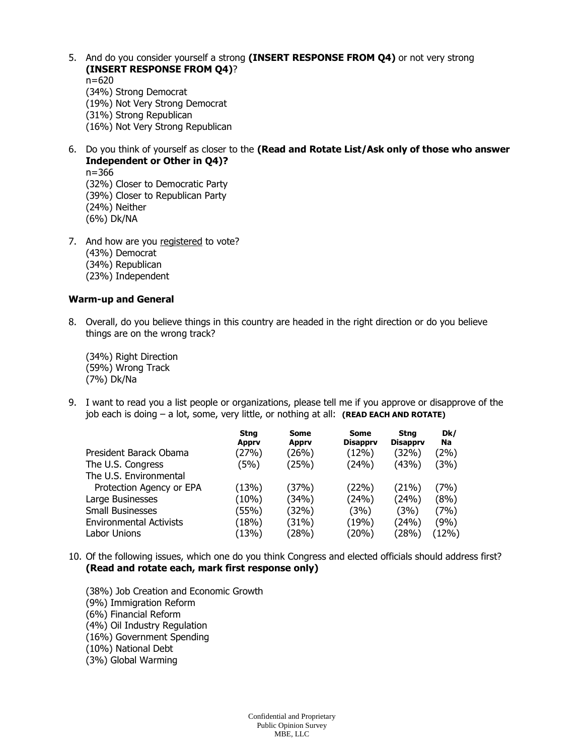5. And do you consider yourself a strong **(INSERT RESPONSE FROM Q4)** or not very strong **(INSERT RESPONSE FROM Q4)**?
   n=620
   (34%) Strong Democrat
   (19%) Not Very Strong Democrat
   (31%) Strong Republican
   (16%) Not Very Strong Republican

6. Do you think of yourself as closer to the **(Read and Rotate List/Ask only of those who answer Independent or Other in Q4)?**
   n=366
   (32%) Closer to Democratic Party
   (39%) Closer to Republican Party
   (24%) Neither
   (6%) Dk/NA

7. And how are you registered to vote?
   (43%) Democrat
   (34%) Republican
   (23%) Independent

**Warm-up and General**

8. Overall, do you believe things in this country are headed in the right direction or do you believe things are on the wrong track?

   (34%) Right Direction
   (59%) Wrong Track
   (7%) Dk/Na

9. I want to read you a list people or organizations, please tell me if you approve or disapprove of the job each is doing – a lot, some, very little, or nothing at all: **(READ EACH AND ROTATE)**

| | Stng Apprv | Some Apprv | Some Disapprv | Stng Disapprv | Dk/ Na |
|---|---|---|---|---|---|
| President Barack Obama | (27%) | (26%) | (12%) | (32%) | (2%) |
| The U.S. Congress | (5%) | (25%) | (24%) | (43%) | (3%) |
| The U.S. Environmental Protection Agency or EPA | (13%) | (37%) | (22%) | (21%) | (7%) |
| Large Businesses | (10%) | (34%) | (24%) | (24%) | (8%) |
| Small Businesses | (55%) | (32%) | (3%) | (3%) | (7%) |
| Environmental Activists | (18%) | (31%) | (19%) | (24%) | (9%) |
| Labor Unions | (13%) | (28%) | (20%) | (28%) | (12%) |

10. Of the following issues, which one do you think Congress and elected officials should address first? **(Read and rotate each, mark first response only)**

    (38%) Job Creation and Economic Growth
    (9%) Immigration Reform
    (6%) Financial Reform
    (4%) Oil Industry Regulation
    (16%) Government Spending
    (10%) National Debt
    (3%) Global Warming

Confidential and Proprietary
Public Opinion Survey
MBE, LLC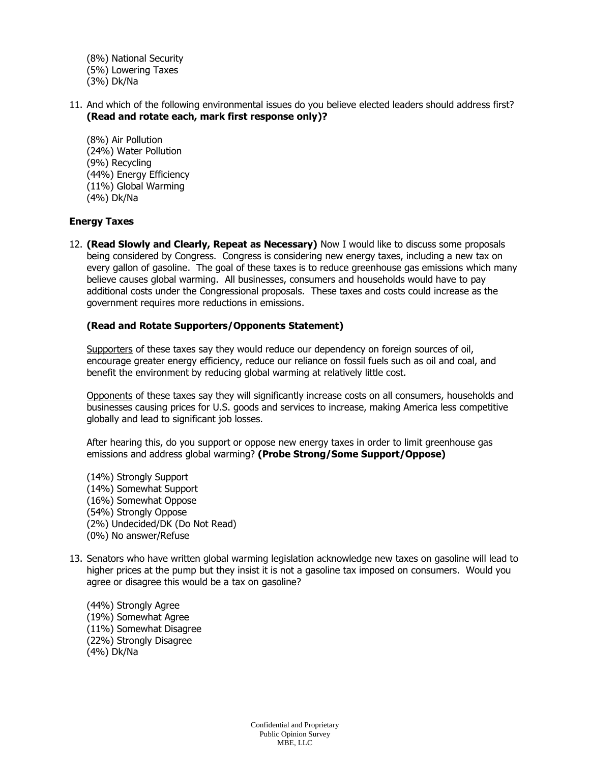(8%) National Security
(5%) Lowering Taxes
(3%) Dk/Na

11. And which of the following environmental issues do you believe elected leaders should address first? **(Read and rotate each, mark first response only)?**

    (8%) Air Pollution
    (24%) Water Pollution
    (9%) Recycling
    (44%) Energy Efficiency
    (11%) Global Warming
    (4%) Dk/Na

**Energy Taxes**

12. **(Read Slowly and Clearly, Repeat as Necessary)** Now I would like to discuss some proposals being considered by Congress. Congress is considering new energy taxes, including a new tax on every gallon of gasoline. The goal of these taxes is to reduce greenhouse gas emissions which many believe causes global warming. All businesses, consumers and households would have to pay additional costs under the Congressional proposals. These taxes and costs could increase as the government requires more reductions in emissions.

    **(Read and Rotate Supporters/Opponents Statement)**

    Supporters of these taxes say they would reduce our dependency on foreign sources of oil, encourage greater energy efficiency, reduce our reliance on fossil fuels such as oil and coal, and benefit the environment by reducing global warming at relatively little cost.

    Opponents of these taxes say they will significantly increase costs on all consumers, households and businesses causing prices for U.S. goods and services to increase, making America less competitive globally and lead to significant job losses.

    After hearing this, do you support or oppose new energy taxes in order to limit greenhouse gas emissions and address global warming? **(Probe Strong/Some Support/Oppose)**

    (14%) Strongly Support
    (14%) Somewhat Support
    (16%) Somewhat Oppose
    (54%) Strongly Oppose
    (2%) Undecided/DK (Do Not Read)
    (0%) No answer/Refuse

13. Senators who have written global warming legislation acknowledge new taxes on gasoline will lead to higher prices at the pump but they insist it is not a gasoline tax imposed on consumers. Would you agree or disagree this would be a tax on gasoline?

    (44%) Strongly Agree
    (19%) Somewhat Agree
    (11%) Somewhat Disagree
    (22%) Strongly Disagree
    (4%) Dk/Na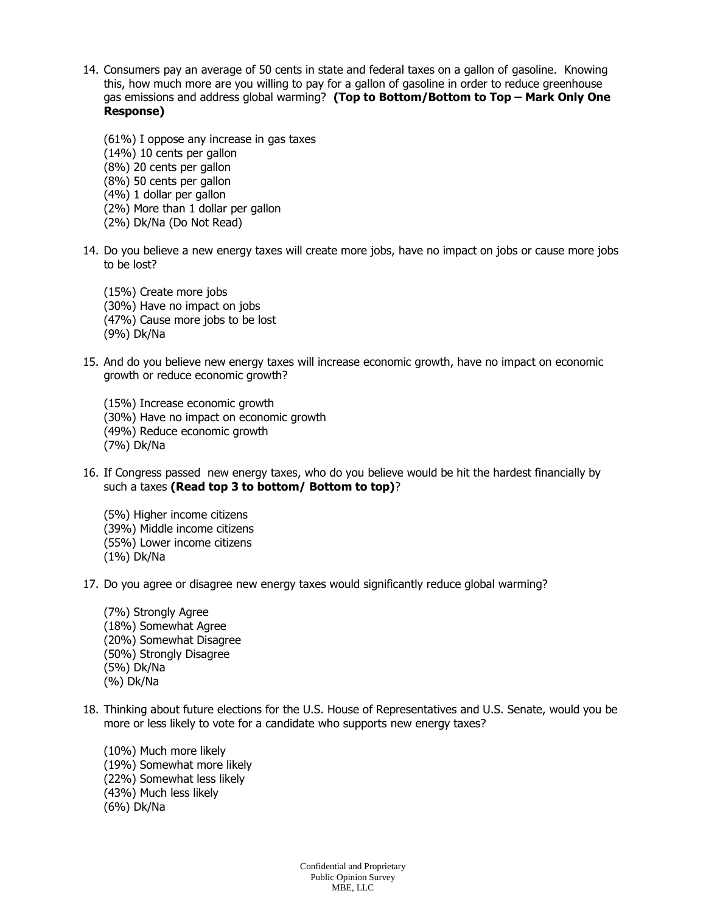14. Consumers pay an average of 50 cents in state and federal taxes on a gallon of gasoline. Knowing this, how much more are you willing to pay for a gallon of gasoline in order to reduce greenhouse gas emissions and address global warming? **(Top to Bottom/Bottom to Top – Mark Only One Response)**

    (61%) I oppose any increase in gas taxes
    (14%) 10 cents per gallon
    (8%) 20 cents per gallon
    (8%) 50 cents per gallon
    (4%) 1 dollar per gallon
    (2%) More than 1 dollar per gallon
    (2%) Dk/Na (Do Not Read)

14. Do you believe a new energy taxes will create more jobs, have no impact on jobs or cause more jobs to be lost?

    (15%) Create more jobs
    (30%) Have no impact on jobs
    (47%) Cause more jobs to be lost
    (9%) Dk/Na

15. And do you believe new energy taxes will increase economic growth, have no impact on economic growth or reduce economic growth?

    (15%) Increase economic growth
    (30%) Have no impact on economic growth
    (49%) Reduce economic growth
    (7%) Dk/Na

16. If Congress passed new energy taxes, who do you believe would be hit the hardest financially by such a taxes **(Read top 3 to bottom/ Bottom to top)**?

    (5%) Higher income citizens
    (39%) Middle income citizens
    (55%) Lower income citizens
    (1%) Dk/Na

17. Do you agree or disagree new energy taxes would significantly reduce global warming?

    (7%) Strongly Agree
    (18%) Somewhat Agree
    (20%) Somewhat Disagree
    (50%) Strongly Disagree
    (5%) Dk/Na
    (%) Dk/Na

18. Thinking about future elections for the U.S. House of Representatives and U.S. Senate, would you be more or less likely to vote for a candidate who supports new energy taxes?

    (10%) Much more likely
    (19%) Somewhat more likely
    (22%) Somewhat less likely
    (43%) Much less likely
    (6%) Dk/Na

Confidential and Proprietary
Public Opinion Survey
MBE, LLC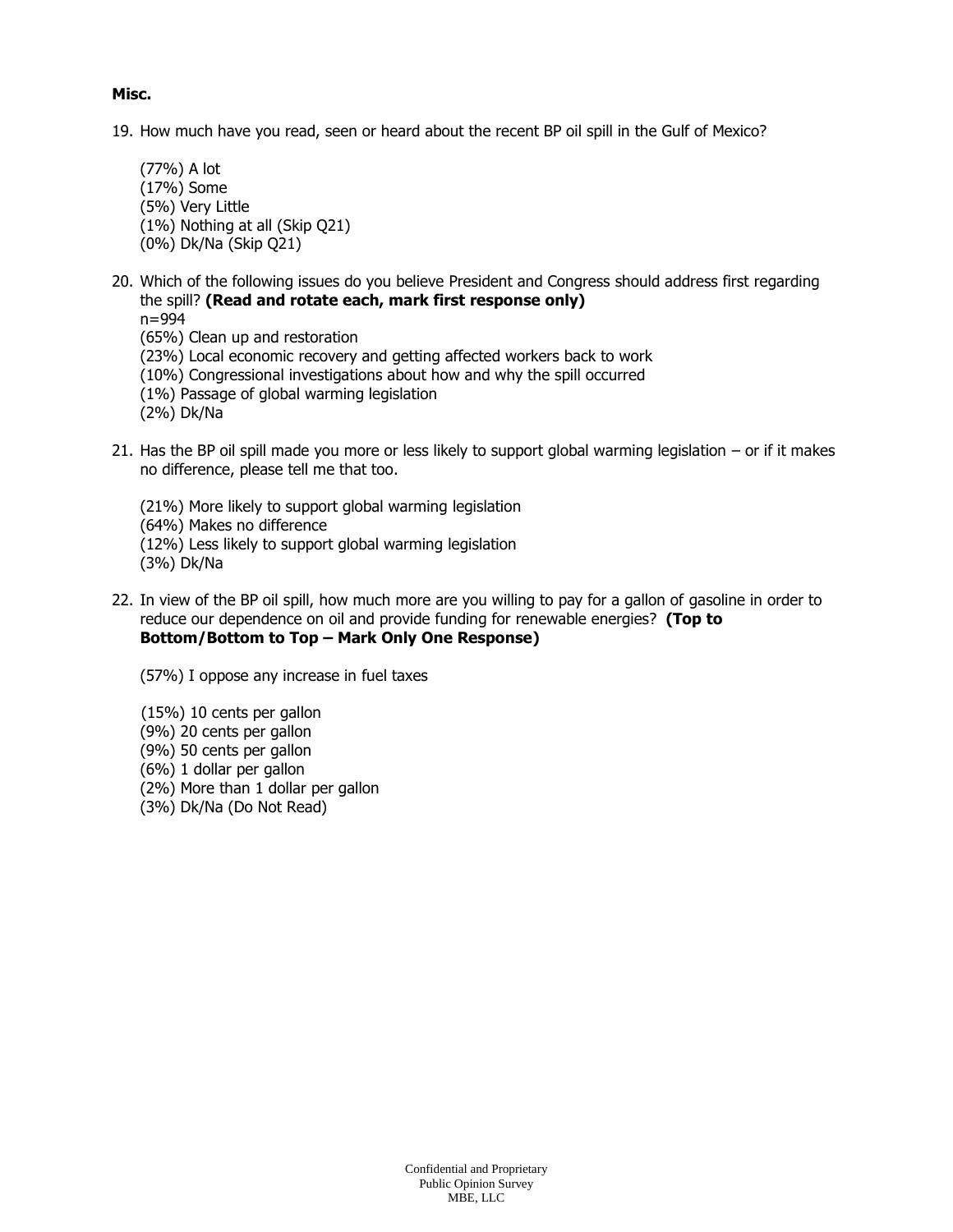**Misc.**

19. How much have you read, seen or heard about the recent BP oil spill in the Gulf of Mexico?

    (77%) A lot
    (17%) Some
    (5%) Very Little
    (1%) Nothing at all (Skip Q21)
    (0%) Dk/Na (Skip Q21)

20. Which of the following issues do you believe President and Congress should address first regarding the spill? **(Read and rotate each, mark first response only)**
    n=994
    (65%) Clean up and restoration
    (23%) Local economic recovery and getting affected workers back to work
    (10%) Congressional investigations about how and why the spill occurred
    (1%) Passage of global warming legislation
    (2%) Dk/Na

21. Has the BP oil spill made you more or less likely to support global warming legislation – or if it makes no difference, please tell me that too.

    (21%) More likely to support global warming legislation
    (64%) Makes no difference
    (12%) Less likely to support global warming legislation
    (3%) Dk/Na

22. In view of the BP oil spill, how much more are you willing to pay for a gallon of gasoline in order to reduce our dependence on oil and provide funding for renewable energies? **(Top to Bottom/Bottom to Top – Mark Only One Response)**

    (57%) I oppose any increase in fuel taxes

    (15%) 10 cents per gallon
    (9%) 20 cents per gallon
    (9%) 50 cents per gallon
    (6%) 1 dollar per gallon
    (2%) More than 1 dollar per gallon
    (3%) Dk/Na (Do Not Read)

Confidential and Proprietary
Public Opinion Survey
MBE, LLC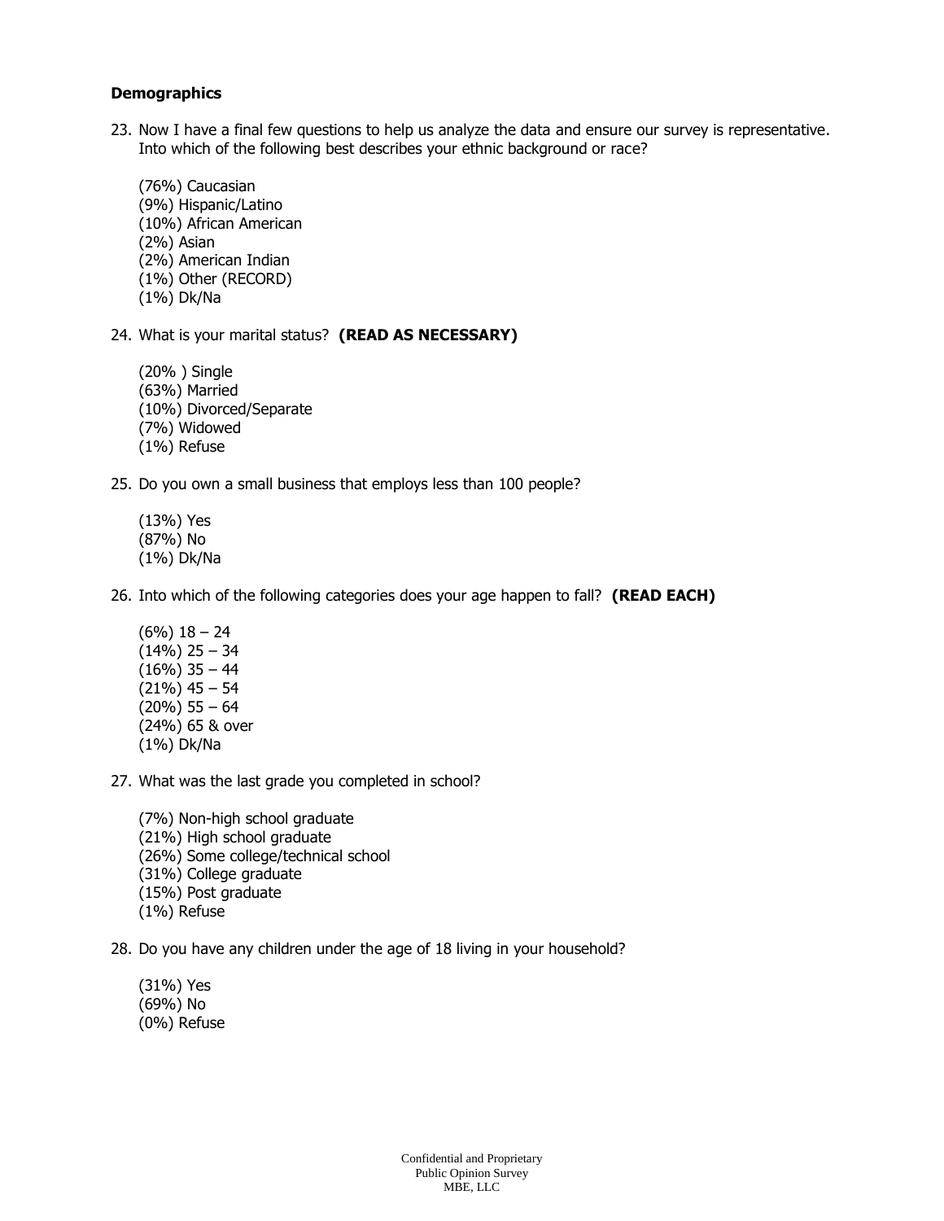**Demographics**

23. Now I have a final few questions to help us analyze the data and ensure our survey is representative. Into which of the following best describes your ethnic background or race?

    (76%) Caucasian
    (9%) Hispanic/Latino
    (10%) African American
    (2%) Asian
    (2%) American Indian
    (1%) Other (RECORD)
    (1%) Dk/Na

24. What is your marital status? **(READ AS NECESSARY)**

    (20% ) Single
    (63%) Married
    (10%) Divorced/Separate
    (7%) Widowed
    (1%) Refuse

25. Do you own a small business that employs less than 100 people?

    (13%) Yes
    (87%) No
    (1%) Dk/Na

26. Into which of the following categories does your age happen to fall? **(READ EACH)**

    (6%) 18 – 24
    (14%) 25 – 34
    (16%) 35 – 44
    (21%) 45 – 54
    (20%) 55 – 64
    (24%) 65 & over
    (1%) Dk/Na

27. What was the last grade you completed in school?

    (7%) Non-high school graduate
    (21%) High school graduate
    (26%) Some college/technical school
    (31%) College graduate
    (15%) Post graduate
    (1%) Refuse

28. Do you have any children under the age of 18 living in your household?

    (31%) Yes
    (69%) No
    (0%) Refuse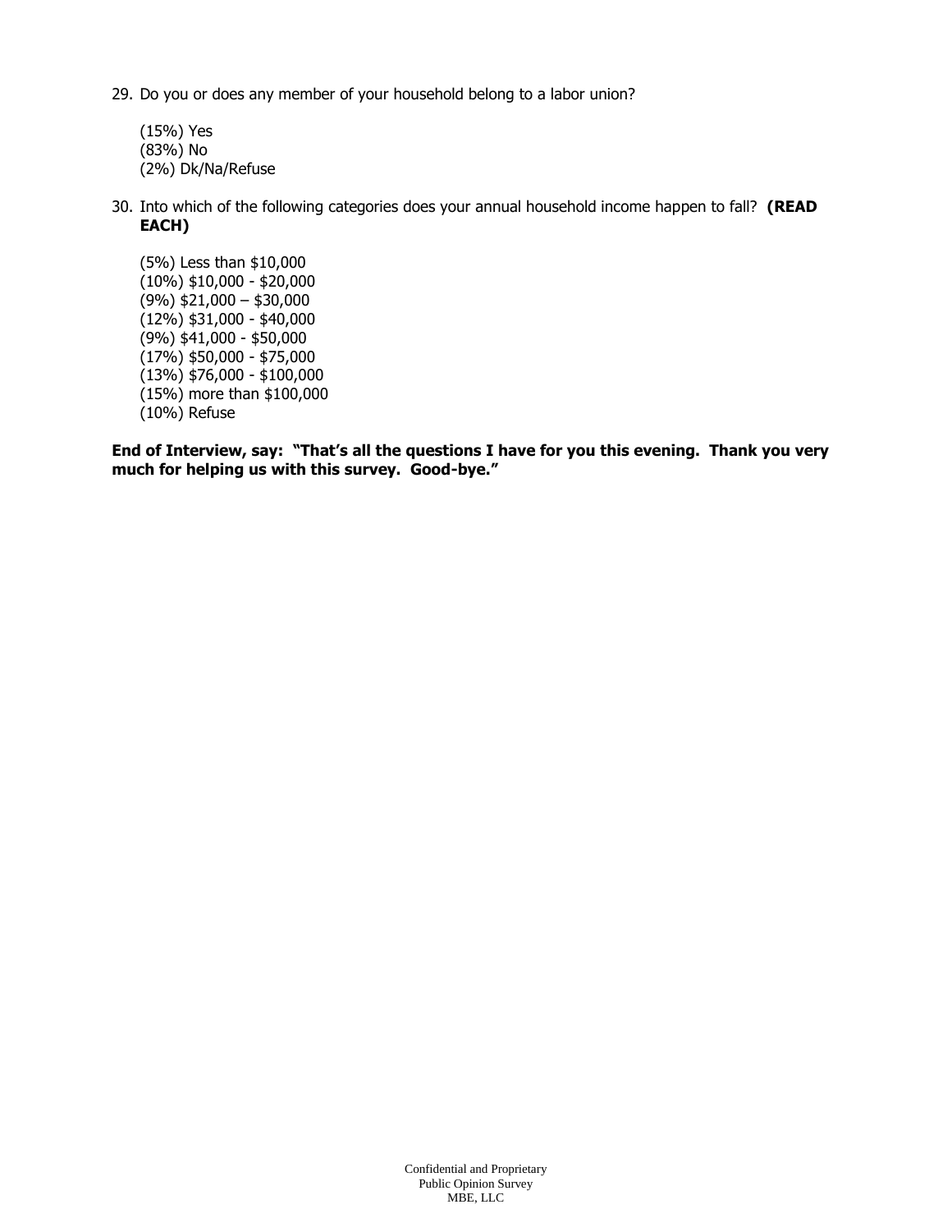29. Do you or does any member of your household belong to a labor union?

    (15%) Yes
    (83%) No
    (2%) Dk/Na/Refuse

30. Into which of the following categories does your annual household income happen to fall? **(READ EACH)**

    (5%) Less than $10,000
    (10%) $10,000 - $20,000
    (9%) $21,000 – $30,000
    (12%) $31,000 - $40,000
    (9%) $41,000 - $50,000
    (17%) $50,000 - $75,000
    (13%) $76,000 - $100,000
    (15%) more than $100,000
    (10%) Refuse

**End of Interview, say: "That's all the questions I have for you this evening. Thank you very much for helping us with this survey. Good-bye."**